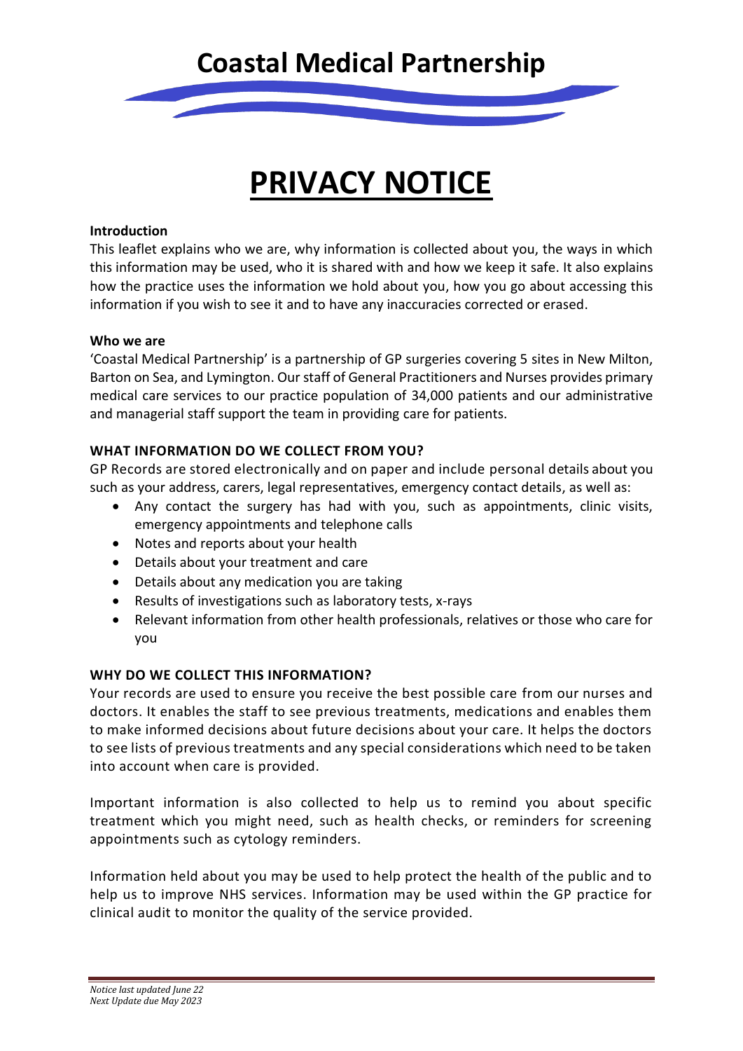# Coastal Medical Partnership

# PRIVACY NOTICE

**Introduction**

This leaflet explains who we are, why information is collected about you, the ways in which this information may be used, who it is shared with and how we keep it safe. It also explains how the practice uses the information we hold about you, how you go about accessing this information if you wish to see it and to have any inaccuracies corrected or erased.

**Who we are**

'Coastal Medical Partnership' is a partnership of GP surgeries covering 5 sites in New Milton, Barton on Sea, and Lymington. Our staff of General Practitioners and Nurses provides primary medical care services to our practice population of 34,000 patients and our administrative and managerial staff support the team in providing care for patients.

**WHAT INFORMATION DO WE COLLECT FROM YOU?**

GP Records are stored electronically and on paper and include personal details about you such as your address, carers, legal representatives, emergency contact details, as well as:

- Any contact the surgery has had with you, such as appointments, clinic visits, emergency appointments and telephone calls
- Notes and reports about your health
- Details about your treatment and care
- Details about any medication you are taking
- Results of investigations such as laboratory tests, x-rays
- Relevant information from other health professionals, relatives or those who care for you

**WHY DO WE COLLECT THIS INFORMATION?**

Your records are used to ensure you receive the best possible care from our nurses and doctors. It enables the staff to see previous treatments, medications and enables them to make informed decisions about future decisions about your care. It helps the doctors to see lists of previous treatments and any special considerations which need to be taken into account when care is provided.

Important information is also collected to help us to remind you about specific treatment which you might need, such as health checks, or reminders for screening appointments such as cytology reminders.

Information held about you may be used to help protect the health of the public and to help us to improve NHS services. Information may be used within the GP practice for clinical audit to monitor the quality of the service provided.

*Notice last updated June 22*
*Next Update due May 2023*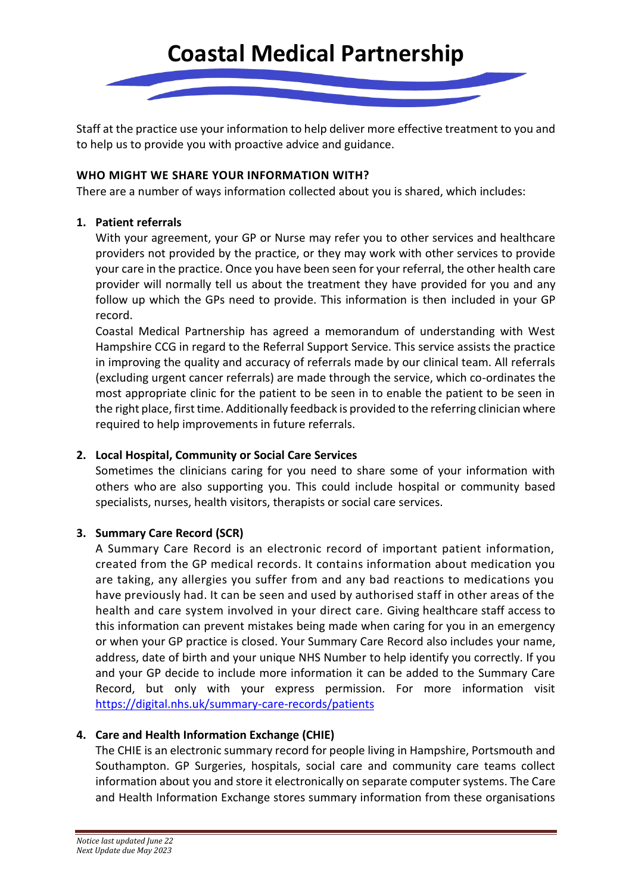# Coastal Medical Partnership

Staff at the practice use your information to help deliver more effective treatment to you and to help us to provide you with proactive advice and guidance.

**WHO MIGHT WE SHARE YOUR INFORMATION WITH?**

There are a number of ways information collected about you is shared, which includes:

1. **Patient referrals**
   With your agreement, your GP or Nurse may refer you to other services and healthcare providers not provided by the practice, or they may work with other services to provide your care in the practice. Once you have been seen for your referral, the other health care provider will normally tell us about the treatment they have provided for you and any follow up which the GPs need to provide. This information is then included in your GP record.
   Coastal Medical Partnership has agreed a memorandum of understanding with West Hampshire CCG in regard to the Referral Support Service. This service assists the practice in improving the quality and accuracy of referrals made by our clinical team. All referrals (excluding urgent cancer referrals) are made through the service, which co-ordinates the most appropriate clinic for the patient to be seen in to enable the patient to be seen in the right place, first time. Additionally feedback is provided to the referring clinician where required to help improvements in future referrals.

2. **Local Hospital, Community or Social Care Services**
   Sometimes the clinicians caring for you need to share some of your information with others who are also supporting you. This could include hospital or community based specialists, nurses, health visitors, therapists or social care services.

3. **Summary Care Record (SCR)**
   A Summary Care Record is an electronic record of important patient information, created from the GP medical records. It contains information about medication you are taking, any allergies you suffer from and any bad reactions to medications you have previously had. It can be seen and used by authorised staff in other areas of the health and care system involved in your direct care. Giving healthcare staff access to this information can prevent mistakes being made when caring for you in an emergency or when your GP practice is closed. Your Summary Care Record also includes your name, address, date of birth and your unique NHS Number to help identify you correctly. If you and your GP decide to include more information it can be added to the Summary Care Record, but only with your express permission. For more information visit https://digital.nhs.uk/summary-care-records/patients

4. **Care and Health Information Exchange (CHIE)**
   The CHIE is an electronic summary record for people living in Hampshire, Portsmouth and Southampton. GP Surgeries, hospitals, social care and community care teams collect information about you and store it electronically on separate computer systems. The Care and Health Information Exchange stores summary information from these organisations

*Notice last updated June 22*
*Next Update due May 2023*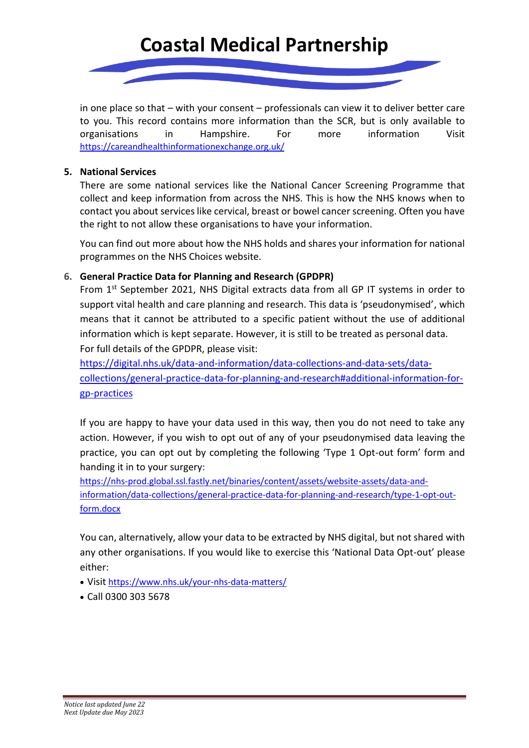in one place so that – with your consent – professionals can view it to deliver better care to you. This record contains more information than the SCR, but is only available to organisations in Hampshire. For more information Visit https://careandhealthinformationexchange.org.uk/

5. **National Services**

   There are some national services like the National Cancer Screening Programme that collect and keep information from across the NHS. This is how the NHS knows when to contact you about services like cervical, breast or bowel cancer screening. Often you have the right to not allow these organisations to have your information.

   You can find out more about how the NHS holds and shares your information for national programmes on the NHS Choices website.

6. **General Practice Data for Planning and Research (GPDPR)**

   From 1st September 2021, NHS Digital extracts data from all GP IT systems in order to support vital health and care planning and research. This data is 'pseudonymised', which means that it cannot be attributed to a specific patient without the use of additional information which is kept separate. However, it is still to be treated as personal data. For full details of the GPDPR, please visit:
   https://digital.nhs.uk/data-and-information/data-collections-and-data-sets/data-collections/general-practice-data-for-planning-and-research#additional-information-for-gp-practices

   If you are happy to have your data used in this way, then you do not need to take any action. However, if you wish to opt out of any of your pseudonymised data leaving the practice, you can opt out by completing the following 'Type 1 Opt-out form' form and handing it in to your surgery:
   https://nhs-prod.global.ssl.fastly.net/binaries/content/assets/website-assets/data-and-information/data-collections/general-practice-data-for-planning-and-research/type-1-opt-out-form.docx

   You can, alternatively, allow your data to be extracted by NHS digital, but not shared with any other organisations. If you would like to exercise this 'National Data Opt-out' please either:

   - Visit https://www.nhs.uk/your-nhs-data-matters/
   - Call 0300 303 5678

*Notice last updated June 22*
*Next Update due May 2023*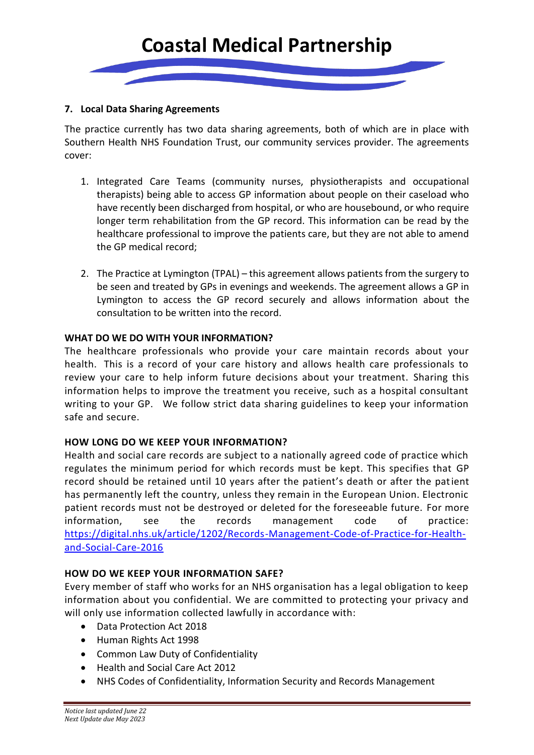### 7. Local Data Sharing Agreements

The practice currently has two data sharing agreements, both of which are in place with Southern Health NHS Foundation Trust, our community services provider. The agreements cover:

1. Integrated Care Teams (community nurses, physiotherapists and occupational therapists) being able to access GP information about people on their caseload who have recently been discharged from hospital, or who are housebound, or who require longer term rehabilitation from the GP record. This information can be read by the healthcare professional to improve the patients care, but they are not able to amend the GP medical record;

2. The Practice at Lymington (TPAL) – this agreement allows patients from the surgery to be seen and treated by GPs in evenings and weekends. The agreement allows a GP in Lymington to access the GP record securely and allows information about the consultation to be written into the record.

**WHAT DO WE DO WITH YOUR INFORMATION?**

The healthcare professionals who provide your care maintain records about your health. This is a record of your care history and allows health care professionals to review your care to help inform future decisions about your treatment. Sharing this information helps to improve the treatment you receive, such as a hospital consultant writing to your GP. We follow strict data sharing guidelines to keep your information safe and secure.

**HOW LONG DO WE KEEP YOUR INFORMATION?**

Health and social care records are subject to a nationally agreed code of practice which regulates the minimum period for which records must be kept. This specifies that GP record should be retained until 10 years after the patient's death or after the patient has permanently left the country, unless they remain in the European Union. Electronic patient records must not be destroyed or deleted for the foreseeable future. For more information, see the records management code of practice: [https://digital.nhs.uk/article/1202/Records-Management-Code-of-Practice-for-Health-and-Social-Care-2016](https://digital.nhs.uk/article/1202/Records-Management-Code-of-Practice-for-Health-and-Social-Care-2016)

**HOW DO WE KEEP YOUR INFORMATION SAFE?**

Every member of staff who works for an NHS organisation has a legal obligation to keep information about you confidential. We are committed to protecting your privacy and will only use information collected lawfully in accordance with:

- Data Protection Act 2018
- Human Rights Act 1998
- Common Law Duty of Confidentiality
- Health and Social Care Act 2012
- NHS Codes of Confidentiality, Information Security and Records Management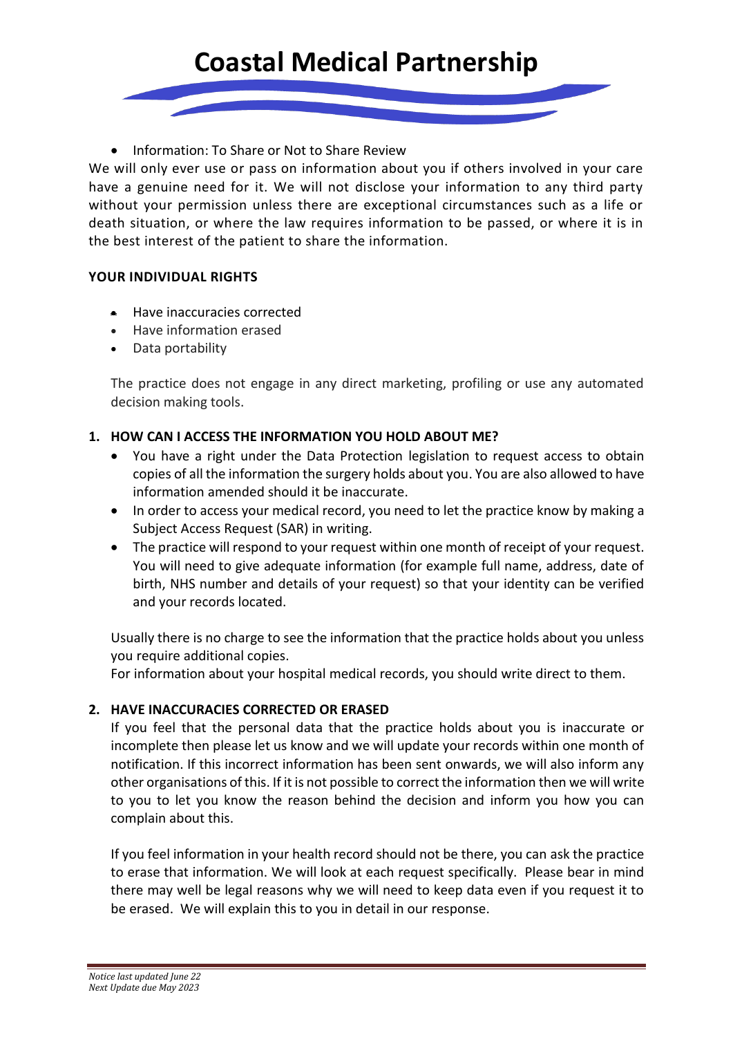- Information: To Share or Not to Share Review

We will only ever use or pass on information about you if others involved in your care have a genuine need for it. We will not disclose your information to any third party without your permission unless there are exceptional circumstances such as a life or death situation, or where the law requires information to be passed, or where it is in the best interest of the patient to share the information.

**YOUR INDIVIDUAL RIGHTS**

- Have inaccuracies corrected
- Have information erased
- Data portability

The practice does not engage in any direct marketing, profiling or use any automated decision making tools.

**1. HOW CAN I ACCESS THE INFORMATION YOU HOLD ABOUT ME?**

- You have a right under the Data Protection legislation to request access to obtain copies of all the information the surgery holds about you. You are also allowed to have information amended should it be inaccurate.
- In order to access your medical record, you need to let the practice know by making a Subject Access Request (SAR) in writing.
- The practice will respond to your request within one month of receipt of your request. You will need to give adequate information (for example full name, address, date of birth, NHS number and details of your request) so that your identity can be verified and your records located.

Usually there is no charge to see the information that the practice holds about you unless you require additional copies.
For information about your hospital medical records, you should write direct to them.

**2. HAVE INACCURACIES CORRECTED OR ERASED**

If you feel that the personal data that the practice holds about you is inaccurate or incomplete then please let us know and we will update your records within one month of notification. If this incorrect information has been sent onwards, we will also inform any other organisations of this. If it is not possible to correct the information then we will write to you to let you know the reason behind the decision and inform you how you can complain about this.

If you feel information in your health record should not be there, you can ask the practice to erase that information. We will look at each request specifically. Please bear in mind there may well be legal reasons why we will need to keep data even if you request it to be erased. We will explain this to you in detail in our response.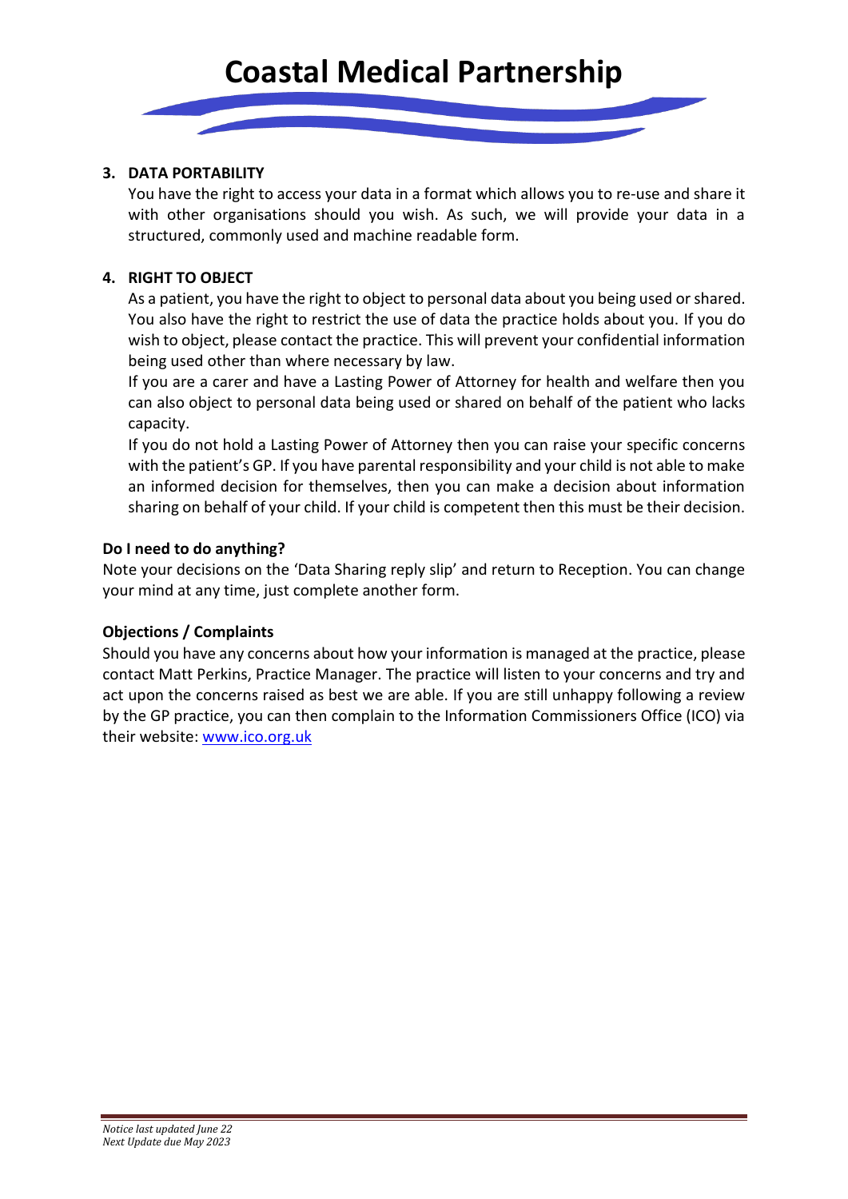### 3. DATA PORTABILITY

You have the right to access your data in a format which allows you to re-use and share it with other organisations should you wish. As such, we will provide your data in a structured, commonly used and machine readable form.

### 4. RIGHT TO OBJECT

As a patient, you have the right to object to personal data about you being used or shared. You also have the right to restrict the use of data the practice holds about you. If you do wish to object, please contact the practice. This will prevent your confidential information being used other than where necessary by law.

If you are a carer and have a Lasting Power of Attorney for health and welfare then you can also object to personal data being used or shared on behalf of the patient who lacks capacity.

If you do not hold a Lasting Power of Attorney then you can raise your specific concerns with the patient's GP. If you have parental responsibility and your child is not able to make an informed decision for themselves, then you can make a decision about information sharing on behalf of your child. If your child is competent then this must be their decision.

**Do I need to do anything?**

Note your decisions on the 'Data Sharing reply slip' and return to Reception. You can change your mind at any time, just complete another form.

**Objections / Complaints**

Should you have any concerns about how your information is managed at the practice, please contact Matt Perkins, Practice Manager. The practice will listen to your concerns and try and act upon the concerns raised as best we are able. If you are still unhappy following a review by the GP practice, you can then complain to the Information Commissioners Office (ICO) via their website: [www.ico.org.uk](http://www.ico.org.uk)

*Notice last updated June 22*
*Next Update due May 2023*